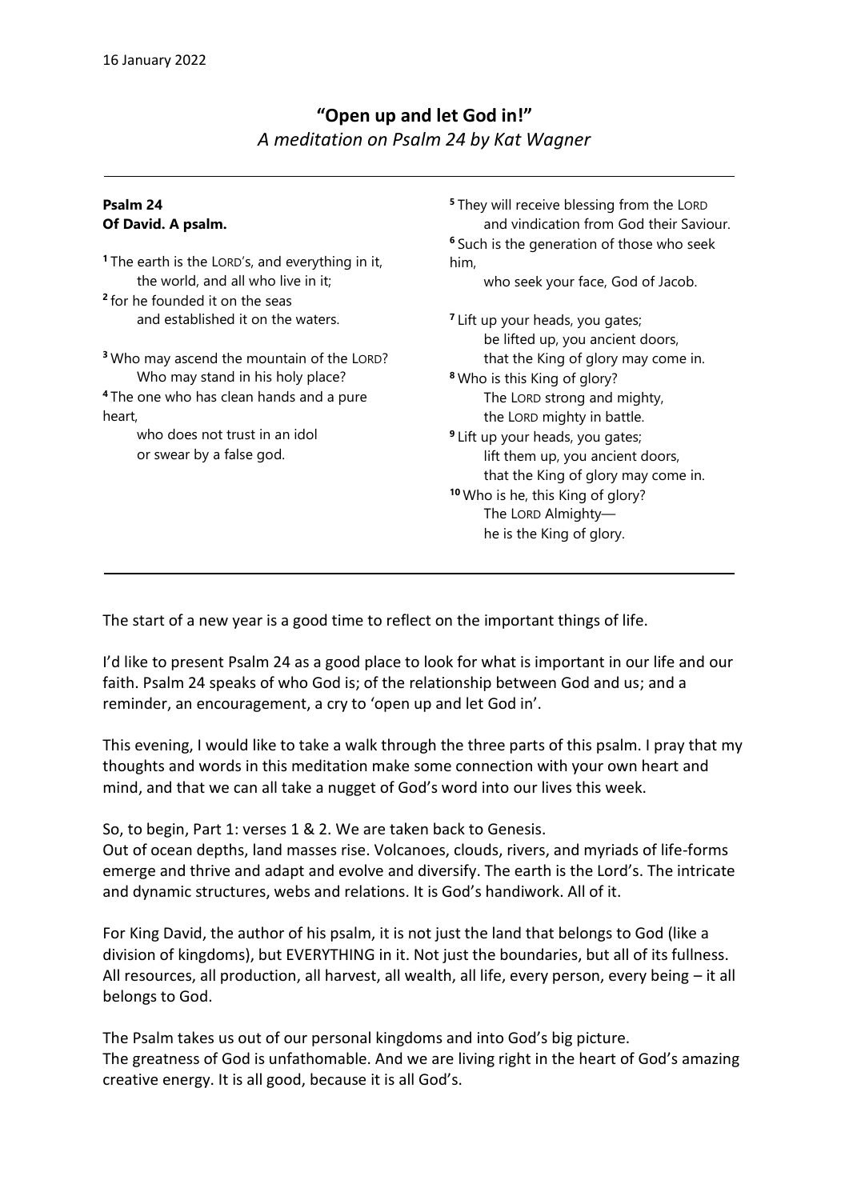16 January 2022

# "Open up and let God in!"

*A meditation on Psalm 24 by Kat Wagner*

---

**Psalm 24**
**Of David. A psalm.**

[1] The earth is the LORD's, and everything in it,
the world, and all who live in it;
[2] for he founded it on the seas
and established it on the waters.

[3] Who may ascend the mountain of the LORD?
Who may stand in his holy place?
[4] The one who has clean hands and a pure heart,
who does not trust in an idol
or swear by a false god.

[5] They will receive blessing from the LORD
and vindication from God their Saviour.
[6] Such is the generation of those who seek him,
who seek your face, God of Jacob.

[7] Lift up your heads, you gates;
be lifted up, you ancient doors,
that the King of glory may come in.
[8] Who is this King of glory?
The LORD strong and mighty,
the LORD mighty in battle.
[9] Lift up your heads, you gates;
lift them up, you ancient doors,
that the King of glory may come in.
[10] Who is he, this King of glory?
The LORD Almighty—
he is the King of glory.

---

The start of a new year is a good time to reflect on the important things of life.

I'd like to present Psalm 24 as a good place to look for what is important in our life and our faith. Psalm 24 speaks of who God is; of the relationship between God and us; and a reminder, an encouragement, a cry to 'open up and let God in'.

This evening, I would like to take a walk through the three parts of this psalm. I pray that my thoughts and words in this meditation make some connection with your own heart and mind, and that we can all take a nugget of God's word into our lives this week.

So, to begin, Part 1: verses 1 & 2. We are taken back to Genesis.
Out of ocean depths, land masses rise. Volcanoes, clouds, rivers, and myriads of life-forms emerge and thrive and adapt and evolve and diversify. The earth is the Lord's. The intricate and dynamic structures, webs and relations. It is God's handiwork. All of it.

For King David, the author of his psalm, it is not just the land that belongs to God (like a division of kingdoms), but EVERYTHING in it. Not just the boundaries, but all of its fullness. All resources, all production, all harvest, all wealth, all life, every person, every being – it all belongs to God.

The Psalm takes us out of our personal kingdoms and into God's big picture.
The greatness of God is unfathomable. And we are living right in the heart of God's amazing creative energy. It is all good, because it is all God's.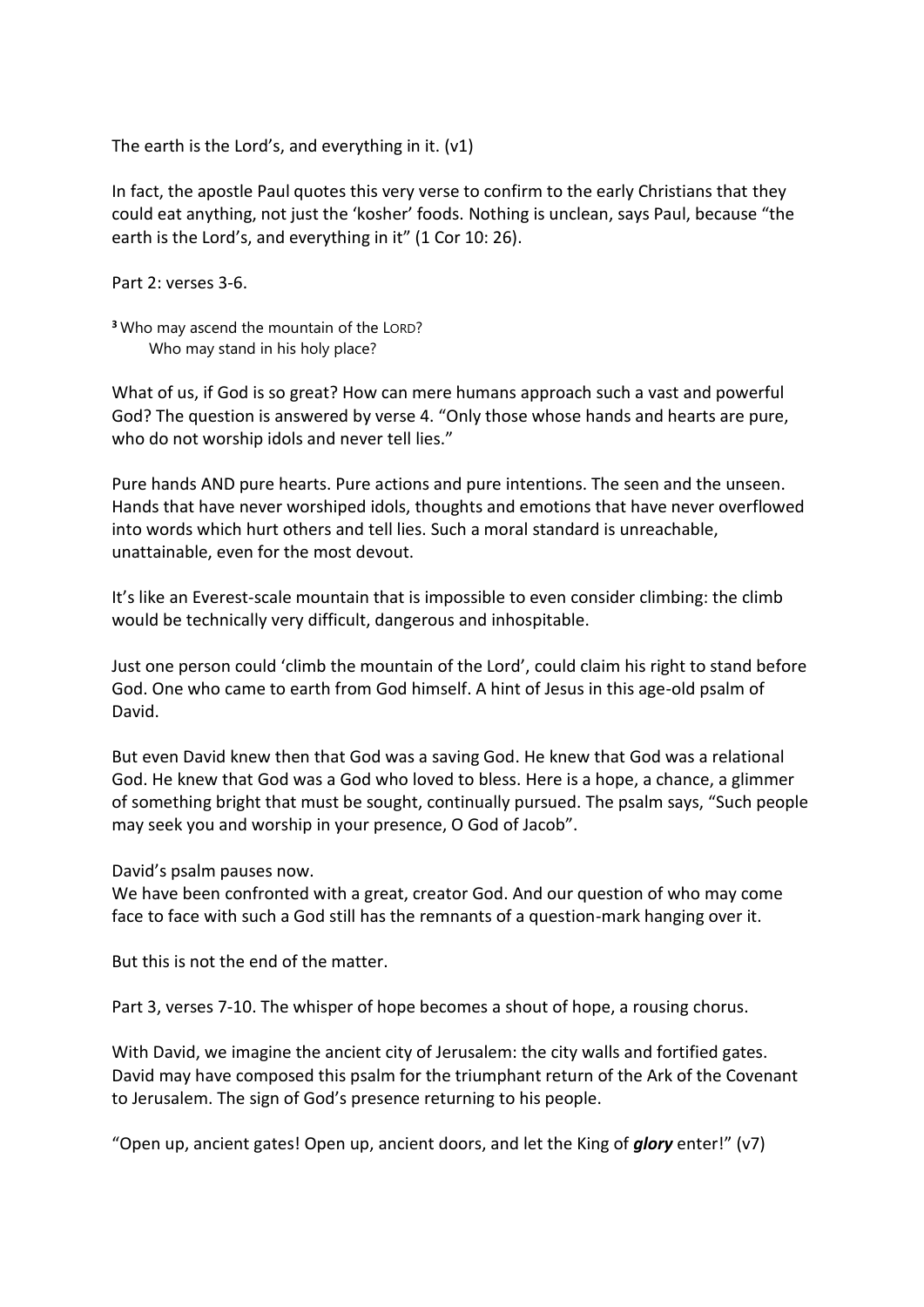The earth is the Lord's, and everything in it. (v1)

In fact, the apostle Paul quotes this very verse to confirm to the early Christians that they could eat anything, not just the 'kosher' foods. Nothing is unclean, says Paul, because "the earth is the Lord's, and everything in it" (1 Cor 10: 26).

Part 2: verses 3-6.

> [3] Who may ascend the mountain of the LORD?
> Who may stand in his holy place?

What of us, if God is so great? How can mere humans approach such a vast and powerful God? The question is answered by verse 4. "Only those whose hands and hearts are pure, who do not worship idols and never tell lies."

Pure hands AND pure hearts. Pure actions and pure intentions. The seen and the unseen. Hands that have never worshiped idols, thoughts and emotions that have never overflowed into words which hurt others and tell lies. Such a moral standard is unreachable, unattainable, even for the most devout.

It's like an Everest-scale mountain that is impossible to even consider climbing: the climb would be technically very difficult, dangerous and inhospitable.

Just one person could 'climb the mountain of the Lord', could claim his right to stand before God. One who came to earth from God himself. A hint of Jesus in this age-old psalm of David.

But even David knew then that God was a saving God. He knew that God was a relational God. He knew that God was a God who loved to bless. Here is a hope, a chance, a glimmer of something bright that must be sought, continually pursued. The psalm says, "Such people may seek you and worship in your presence, O God of Jacob".

David's psalm pauses now.
We have been confronted with a great, creator God. And our question of who may come face to face with such a God still has the remnants of a question-mark hanging over it.

But this is not the end of the matter.

Part 3, verses 7-10. The whisper of hope becomes a shout of hope, a rousing chorus.

With David, we imagine the ancient city of Jerusalem: the city walls and fortified gates. David may have composed this psalm for the triumphant return of the Ark of the Covenant to Jerusalem. The sign of God's presence returning to his people.

"Open up, ancient gates! Open up, ancient doors, and let the King of ***glory*** enter!" (v7)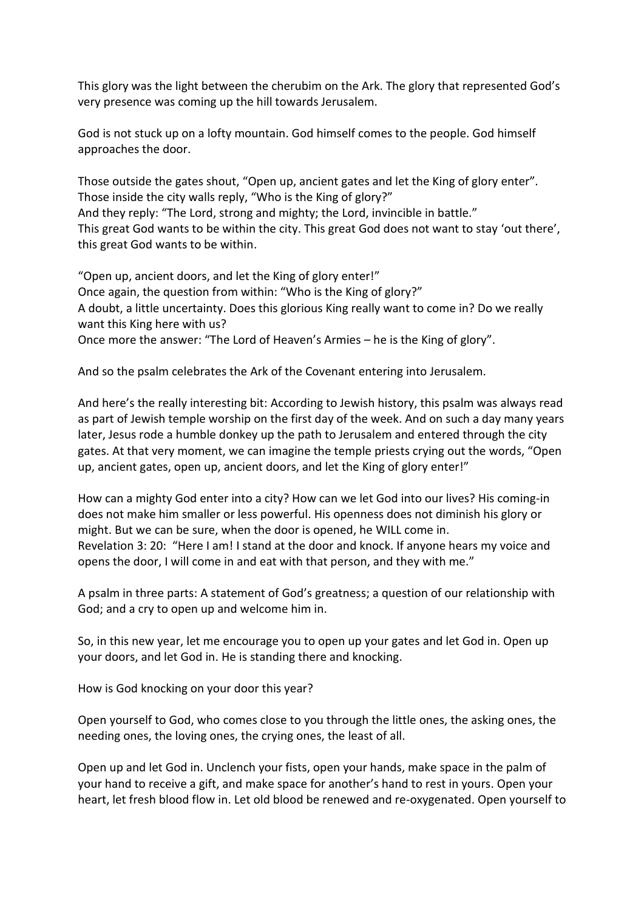This glory was the light between the cherubim on the Ark. The glory that represented God's very presence was coming up the hill towards Jerusalem.

God is not stuck up on a lofty mountain. God himself comes to the people. God himself approaches the door.

Those outside the gates shout, "Open up, ancient gates and let the King of glory enter".
Those inside the city walls reply, "Who is the King of glory?"
And they reply: "The Lord, strong and mighty; the Lord, invincible in battle."
This great God wants to be within the city. This great God does not want to stay 'out there', this great God wants to be within.

"Open up, ancient doors, and let the King of glory enter!"
Once again, the question from within: "Who is the King of glory?"
A doubt, a little uncertainty. Does this glorious King really want to come in? Do we really want this King here with us?
Once more the answer: "The Lord of Heaven's Armies – he is the King of glory".

And so the psalm celebrates the Ark of the Covenant entering into Jerusalem.

And here's the really interesting bit: According to Jewish history, this psalm was always read as part of Jewish temple worship on the first day of the week. And on such a day many years later, Jesus rode a humble donkey up the path to Jerusalem and entered through the city gates. At that very moment, we can imagine the temple priests crying out the words, "Open up, ancient gates, open up, ancient doors, and let the King of glory enter!"

How can a mighty God enter into a city? How can we let God into our lives? His coming-in does not make him smaller or less powerful. His openness does not diminish his glory or might. But we can be sure, when the door is opened, he WILL come in.
Revelation 3: 20: "Here I am! I stand at the door and knock. If anyone hears my voice and opens the door, I will come in and eat with that person, and they with me."

A psalm in three parts: A statement of God's greatness; a question of our relationship with God; and a cry to open up and welcome him in.

So, in this new year, let me encourage you to open up your gates and let God in. Open up your doors, and let God in. He is standing there and knocking.

How is God knocking on your door this year?

Open yourself to God, who comes close to you through the little ones, the asking ones, the needing ones, the loving ones, the crying ones, the least of all.

Open up and let God in. Unclench your fists, open your hands, make space in the palm of your hand to receive a gift, and make space for another's hand to rest in yours. Open your heart, let fresh blood flow in. Let old blood be renewed and re-oxygenated. Open yourself to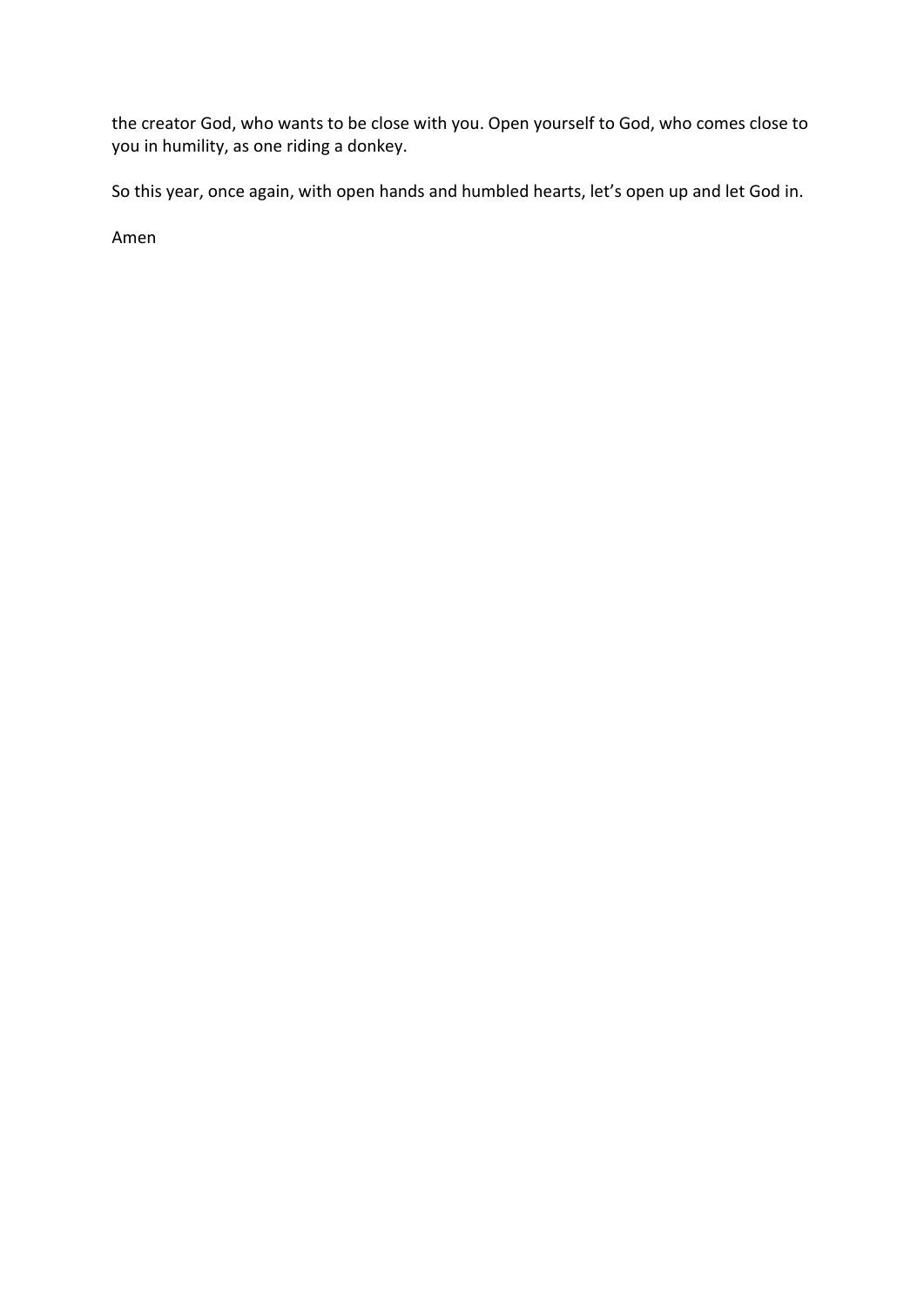the creator God, who wants to be close with you. Open yourself to God, who comes close to you in humility, as one riding a donkey.

So this year, once again, with open hands and humbled hearts, let's open up and let God in.

Amen